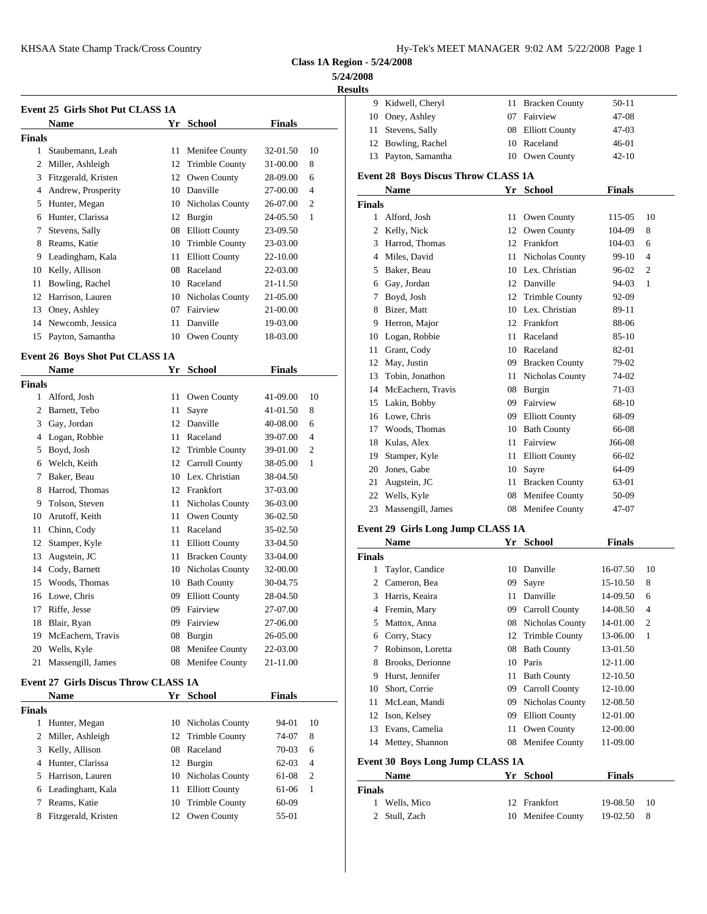**Class 1A Region - 5/24/2008**

**5/24/2008**

**Results**

### Event 25 Girls Shot Put CLASS 1A

| | Name | Yr | School | Finals | |
|---|---|---|---|---|---|
| **Finals** | | | | | |
| 1 | Staubemann, Leah | 11 | Menifee County | 32-01.50 | 10 |
| 2 | Miller, Ashleigh | 12 | Trimble County | 31-00.00 | 8 |
| 3 | Fitzgerald, Kristen | 12 | Owen County | 28-09.00 | 6 |
| 4 | Andrew, Prosperity | 10 | Danville | 27-00.00 | 4 |
| 5 | Hunter, Megan | 10 | Nicholas County | 26-07.00 | 2 |
| 6 | Hunter, Clarissa | 12 | Burgin | 24-05.50 | 1 |
| 7 | Stevens, Sally | 08 | Elliott County | 23-09.50 | |
| 8 | Reams, Katie | 10 | Trimble County | 23-03.00 | |
| 9 | Leadingham, Kala | 11 | Elliott County | 22-10.00 | |
| 10 | Kelly, Allison | 08 | Raceland | 22-03.00 | |
| 11 | Bowling, Rachel | 10 | Raceland | 21-11.50 | |
| 12 | Harrison, Lauren | 10 | Nicholas County | 21-05.00 | |
| 13 | Oney, Ashley | 07 | Fairview | 21-00.00 | |
| 14 | Newcomb, Jessica | 11 | Danville | 19-03.00 | |
| 15 | Payton, Samantha | 10 | Owen County | 18-03.00 | |

### Event 26 Boys Shot Put CLASS 1A

| | Name | Yr | School | Finals | |
|---|---|---|---|---|---|
| **Finals** | | | | | |
| 1 | Alford, Josh | 11 | Owen County | 41-09.00 | 10 |
| 2 | Barnett, Tebo | 11 | Sayre | 41-01.50 | 8 |
| 3 | Gay, Jordan | 12 | Danville | 40-08.00 | 6 |
| 4 | Logan, Robbie | 11 | Raceland | 39-07.00 | 4 |
| 5 | Boyd, Josh | 12 | Trimble County | 39-01.00 | 2 |
| 6 | Welch, Keith | 12 | Carroll County | 38-05.00 | 1 |
| 7 | Baker, Beau | 10 | Lex. Christian | 38-04.50 | |
| 8 | Harrod, Thomas | 12 | Frankfort | 37-03.00 | |
| 9 | Tolson, Steven | 11 | Nicholas County | 36-03.00 | |
| 10 | Arutoff, Keith | 11 | Owen County | 36-02.50 | |
| 11 | Chinn, Cody | 11 | Raceland | 35-02.50 | |
| 12 | Stamper, Kyle | 11 | Elliott County | 33-04.50 | |
| 13 | Augstein, JC | 11 | Bracken County | 33-04.00 | |
| 14 | Cody, Barnett | 10 | Nicholas County | 32-00.00 | |
| 15 | Woods, Thomas | 10 | Bath County | 30-04.75 | |
| 16 | Lowe, Chris | 09 | Elliott County | 28-04.50 | |
| 17 | Riffe, Jesse | 09 | Fairview | 27-07.00 | |
| 18 | Blair, Ryan | 09 | Fairview | 27-06.00 | |
| 19 | McEachern, Travis | 08 | Burgin | 26-05.00 | |
| 20 | Wells, Kyle | 08 | Menifee County | 22-03.00 | |
| 21 | Massengill, James | 08 | Menifee County | 21-11.00 | |

### Event 27 Girls Discus Throw CLASS 1A

| | Name | Yr | School | Finals | |
|---|---|---|---|---|---|
| **Finals** | | | | | |
| 1 | Hunter, Megan | 10 | Nicholas County | 94-01 | 10 |
| 2 | Miller, Ashleigh | 12 | Trimble County | 74-07 | 8 |
| 3 | Kelly, Allison | 08 | Raceland | 70-03 | 6 |
| 4 | Hunter, Clarissa | 12 | Burgin | 62-03 | 4 |
| 5 | Harrison, Lauren | 10 | Nicholas County | 61-08 | 2 |
| 6 | Leadingham, Kala | 11 | Elliott County | 61-06 | 1 |
| 7 | Reams, Katie | 10 | Trimble County | 60-09 | |
| 8 | Fitzgerald, Kristen | 12 | Owen County | 55-01 | |
| 9 | Kidwell, Cheryl | 11 | Bracken County | 50-11 | |
| 10 | Oney, Ashley | 07 | Fairview | 47-08 | |
| 11 | Stevens, Sally | 08 | Elliott County | 47-03 | |
| 12 | Bowling, Rachel | 10 | Raceland | 46-01 | |
| 13 | Payton, Samantha | 10 | Owen County | 42-10 | |

### Event 28 Boys Discus Throw CLASS 1A

| | Name | Yr | School | Finals | |
|---|---|---|---|---|---|
| **Finals** | | | | | |
| 1 | Alford, Josh | 11 | Owen County | 115-05 | 10 |
| 2 | Kelly, Nick | 12 | Owen County | 104-09 | 8 |
| 3 | Harrod, Thomas | 12 | Frankfort | 104-03 | 6 |
| 4 | Miles, David | 11 | Nicholas County | 99-10 | 4 |
| 5 | Baker, Beau | 10 | Lex. Christian | 96-02 | 2 |
| 6 | Gay, Jordan | 12 | Danville | 94-03 | 1 |
| 7 | Boyd, Josh | 12 | Trimble County | 92-09 | |
| 8 | Bizer, Matt | 10 | Lex. Christian | 89-11 | |
| 9 | Herron, Major | 12 | Frankfort | 88-06 | |
| 10 | Logan, Robbie | 11 | Raceland | 85-10 | |
| 11 | Grant, Cody | 10 | Raceland | 82-01 | |
| 12 | May, Justin | 09 | Bracken County | 79-02 | |
| 13 | Tobin, Jonathon | 11 | Nicholas County | 74-02 | |
| 14 | McEachern, Travis | 08 | Burgin | 71-03 | |
| 15 | Lakin, Bobby | 09 | Fairview | 68-10 | |
| 16 | Lowe, Chris | 09 | Elliott County | 68-09 | |
| 17 | Woods, Thomas | 10 | Bath County | 66-08 | |
| 18 | Kulas, Alex | 11 | Fairview | J66-08 | |
| 19 | Stamper, Kyle | 11 | Elliott County | 66-02 | |
| 20 | Jones, Gabe | 10 | Sayre | 64-09 | |
| 21 | Augstein, JC | 11 | Bracken County | 63-01 | |
| 22 | Wells, Kyle | 08 | Menifee County | 50-09 | |
| 23 | Massengill, James | 08 | Menifee County | 47-07 | |

### Event 29 Girls Long Jump CLASS 1A

| | Name | Yr | School | Finals | |
|---|---|---|---|---|---|
| **Finals** | | | | | |
| 1 | Taylor, Candice | 10 | Danville | 16-07.50 | 10 |
| 2 | Cameron, Bea | 09 | Sayre | 15-10.50 | 8 |
| 3 | Harris, Keaira | 11 | Danville | 14-09.50 | 6 |
| 4 | Fremin, Mary | 09 | Carroll County | 14-08.50 | 4 |
| 5 | Mattox, Anna | 08 | Nicholas County | 14-01.00 | 2 |
| 6 | Corry, Stacy | 12 | Trimble County | 13-06.00 | 1 |
| 7 | Robinson, Loretta | 08 | Bath County | 13-01.50 | |
| 8 | Brooks, Derionne | 10 | Paris | 12-11.00 | |
| 9 | Hurst, Jennifer | 11 | Bath County | 12-10.50 | |
| 10 | Short, Corrie | 09 | Carroll County | 12-10.00 | |
| 11 | McLean, Mandi | 09 | Nicholas County | 12-08.50 | |
| 12 | Ison, Kelsey | 09 | Elliott County | 12-01.00 | |
| 13 | Evans, Camelia | 11 | Owen County | 12-00.00 | |
| 14 | Mettey, Shannon | 08 | Menifee County | 11-09.00 | |

### Event 30 Boys Long Jump CLASS 1A

| | Name | Yr | School | Finals | |
|---|---|---|---|---|---|
| **Finals** | | | | | |
| 1 | Wells, Mico | 12 | Frankfort | 19-08.50 | 10 |
| 2 | Stull, Zach | 10 | Menifee County | 19-02.50 | 8 |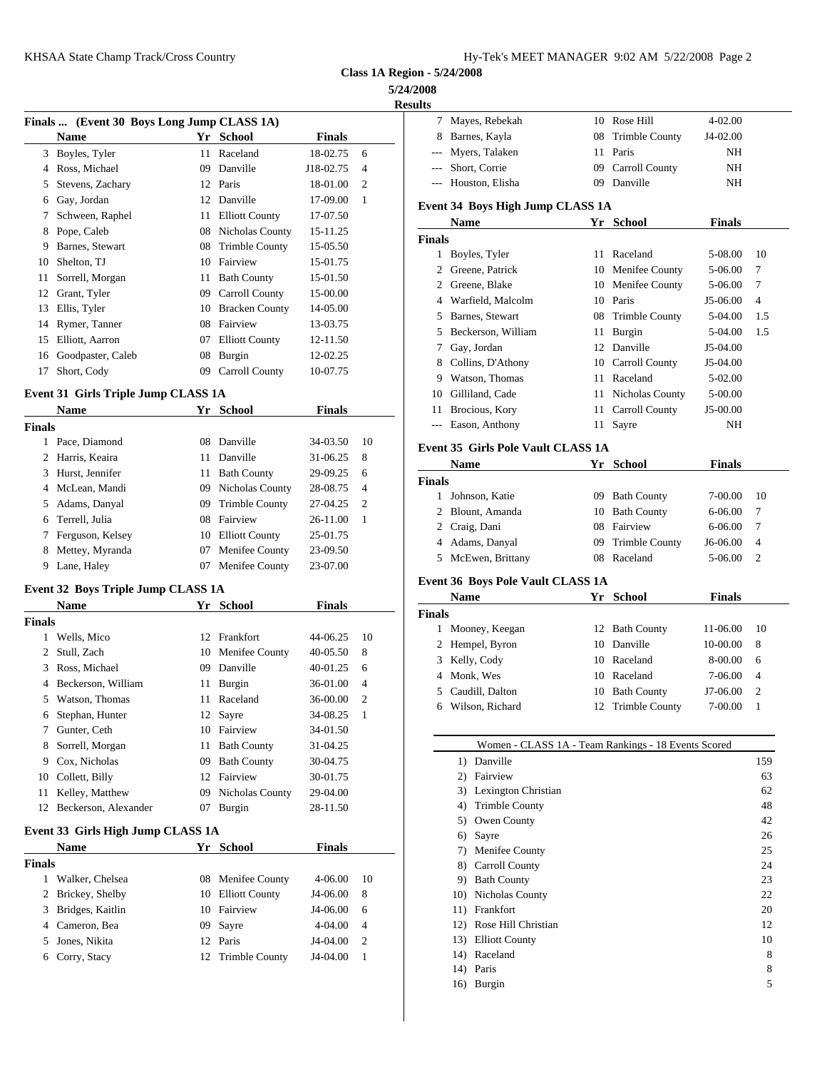**Class 1A Region - 5/24/2008**

**5/24/2008**

**Results**

### Finals ... (Event 30 Boys Long Jump CLASS 1A)

| | Name | Yr | School | Finals | |
|---|---|---|---|---|---|
| 3 | Boyles, Tyler | 11 | Raceland | 18-02.75 | 6 |
| 4 | Ross, Michael | 09 | Danville | J18-02.75 | 4 |
| 5 | Stevens, Zachary | 12 | Paris | 18-01.00 | 2 |
| 6 | Gay, Jordan | 12 | Danville | 17-09.00 | 1 |
| 7 | Schween, Raphel | 11 | Elliott County | 17-07.50 | |
| 8 | Pope, Caleb | 08 | Nicholas County | 15-11.25 | |
| 9 | Barnes, Stewart | 08 | Trimble County | 15-05.50 | |
| 10 | Shelton, TJ | 10 | Fairview | 15-01.75 | |
| 11 | Sorrell, Morgan | 11 | Bath County | 15-01.50 | |
| 12 | Grant, Tyler | 09 | Carroll County | 15-00.00 | |
| 13 | Ellis, Tyler | 10 | Bracken County | 14-05.00 | |
| 14 | Rymer, Tanner | 08 | Fairview | 13-03.75 | |
| 15 | Elliott, Aarron | 07 | Elliott County | 12-11.50 | |
| 16 | Goodpaster, Caleb | 08 | Burgin | 12-02.25 | |
| 17 | Short, Cody | 09 | Carroll County | 10-07.75 | |

### Event 31 Girls Triple Jump CLASS 1A

| | Name | Yr | School | Finals | |
|---|---|---|---|---|---|
| **Finals** | | | | | |
| 1 | Pace, Diamond | 08 | Danville | 34-03.50 | 10 |
| 2 | Harris, Keaira | 11 | Danville | 31-06.25 | 8 |
| 3 | Hurst, Jennifer | 11 | Bath County | 29-09.25 | 6 |
| 4 | McLean, Mandi | 09 | Nicholas County | 28-08.75 | 4 |
| 5 | Adams, Danyal | 09 | Trimble County | 27-04.25 | 2 |
| 6 | Terrell, Julia | 08 | Fairview | 26-11.00 | 1 |
| 7 | Ferguson, Kelsey | 10 | Elliott County | 25-01.75 | |
| 8 | Mettey, Myranda | 07 | Menifee County | 23-09.50 | |
| 9 | Lane, Haley | 07 | Menifee County | 23-07.00 | |

### Event 32 Boys Triple Jump CLASS 1A

| | Name | Yr | School | Finals | |
|---|---|---|---|---|---|
| **Finals** | | | | | |
| 1 | Wells, Mico | 12 | Frankfort | 44-06.25 | 10 |
| 2 | Stull, Zach | 10 | Menifee County | 40-05.50 | 8 |
| 3 | Ross, Michael | 09 | Danville | 40-01.25 | 6 |
| 4 | Beckerson, William | 11 | Burgin | 36-01.00 | 4 |
| 5 | Watson, Thomas | 11 | Raceland | 36-00.00 | 2 |
| 6 | Stephan, Hunter | 12 | Sayre | 34-08.25 | 1 |
| 7 | Gunter, Ceth | 10 | Fairview | 34-01.50 | |
| 8 | Sorrell, Morgan | 11 | Bath County | 31-04.25 | |
| 9 | Cox, Nicholas | 09 | Bath County | 30-04.75 | |
| 10 | Collett, Billy | 12 | Fairview | 30-01.75 | |
| 11 | Kelley, Matthew | 09 | Nicholas County | 29-04.00 | |
| 12 | Beckerson, Alexander | 07 | Burgin | 28-11.50 | |

### Event 33 Girls High Jump CLASS 1A

| | Name | Yr | School | Finals | |
|---|---|---|---|---|---|
| **Finals** | | | | | |
| 1 | Walker, Chelsea | 08 | Menifee County | 4-06.00 | 10 |
| 2 | Brickey, Shelby | 10 | Elliott County | J4-06.00 | 8 |
| 3 | Bridges, Kaitlin | 10 | Fairview | J4-06.00 | 6 |
| 4 | Cameron, Bea | 09 | Sayre | 4-04.00 | 4 |
| 5 | Jones, Nikita | 12 | Paris | J4-04.00 | 2 |
| 6 | Corry, Stacy | 12 | Trimble County | J4-04.00 | 1 |
| 7 | Mayes, Rebekah | 10 | Rose Hill | 4-02.00 | |
| 8 | Barnes, Kayla | 08 | Trimble County | J4-02.00 | |
| --- | Myers, Talaken | 11 | Paris | NH | |
| --- | Short, Corrie | 09 | Carroll County | NH | |
| --- | Houston, Elisha | 09 | Danville | NH | |

### Event 34 Boys High Jump CLASS 1A

| | Name | Yr | School | Finals | |
|---|---|---|---|---|---|
| **Finals** | | | | | |
| 1 | Boyles, Tyler | 11 | Raceland | 5-08.00 | 10 |
| 2 | Greene, Patrick | 10 | Menifee County | 5-06.00 | 7 |
| 2 | Greene, Blake | 10 | Menifee County | 5-06.00 | 7 |
| 4 | Warfield, Malcolm | 10 | Paris | J5-06.00 | 4 |
| 5 | Barnes, Stewart | 08 | Trimble County | 5-04.00 | 1.5 |
| 5 | Beckerson, William | 11 | Burgin | 5-04.00 | 1.5 |
| 7 | Gay, Jordan | 12 | Danville | J5-04.00 | |
| 8 | Collins, D'Athony | 10 | Carroll County | J5-04.00 | |
| 9 | Watson, Thomas | 11 | Raceland | 5-02.00 | |
| 10 | Gilliland, Cade | 11 | Nicholas County | 5-00.00 | |
| 11 | Brocious, Kory | 11 | Carroll County | J5-00.00 | |
| --- | Eason, Anthony | 11 | Sayre | NH | |

### Event 35 Girls Pole Vault CLASS 1A

| | Name | Yr | School | Finals | |
|---|---|---|---|---|---|
| **Finals** | | | | | |
| 1 | Johnson, Katie | 09 | Bath County | 7-00.00 | 10 |
| 2 | Blount, Amanda | 10 | Bath County | 6-06.00 | 7 |
| 2 | Craig, Dani | 08 | Fairview | 6-06.00 | 7 |
| 4 | Adams, Danyal | 09 | Trimble County | J6-06.00 | 4 |
| 5 | McEwen, Brittany | 08 | Raceland | 5-06.00 | 2 |

### Event 36 Boys Pole Vault CLASS 1A

| | Name | Yr | School | Finals | |
|---|---|---|---|---|---|
| **Finals** | | | | | |
| 1 | Mooney, Keegan | 12 | Bath County | 11-06.00 | 10 |
| 2 | Hempel, Byron | 10 | Danville | 10-00.00 | 8 |
| 3 | Kelly, Cody | 10 | Raceland | 8-00.00 | 6 |
| 4 | Monk, Wes | 10 | Raceland | 7-06.00 | 4 |
| 5 | Caudill, Dalton | 10 | Bath County | J7-06.00 | 2 |
| 6 | Wilson, Richard | 12 | Trimble County | 7-00.00 | 1 |

### Women - CLASS 1A - Team Rankings - 18 Events Scored

| | Team | Points |
|---|---|---|
| 1) | Danville | 159 |
| 2) | Fairview | 63 |
| 3) | Lexington Christian | 62 |
| 4) | Trimble County | 48 |
| 5) | Owen County | 42 |
| 6) | Sayre | 26 |
| 7) | Menifee County | 25 |
| 8) | Carroll County | 24 |
| 9) | Bath County | 23 |
| 10) | Nicholas County | 22 |
| 11) | Frankfort | 20 |
| 12) | Rose Hill Christian | 12 |
| 13) | Elliott County | 10 |
| 14) | Raceland | 8 |
| 14) | Paris | 8 |
| 16) | Burgin | 5 |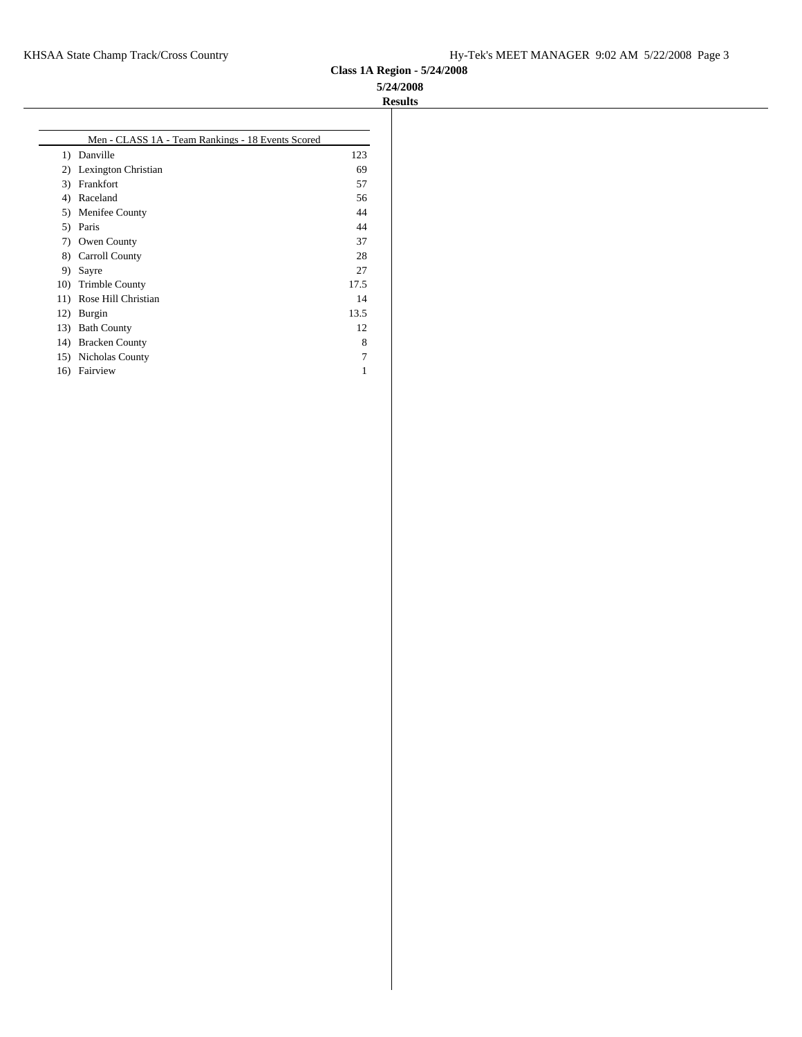**Class 1A Region - 5/24/2008**

**5/24/2008**

**Results**

Men - CLASS 1A - Team Rankings - 18 Events Scored

| | | |
|---|---|---|
| 1) | Danville | 123 |
| 2) | Lexington Christian | 69 |
| 3) | Frankfort | 57 |
| 4) | Raceland | 56 |
| 5) | Menifee County | 44 |
| 5) | Paris | 44 |
| 7) | Owen County | 37 |
| 8) | Carroll County | 28 |
| 9) | Sayre | 27 |
| 10) | Trimble County | 17.5 |
| 11) | Rose Hill Christian | 14 |
| 12) | Burgin | 13.5 |
| 13) | Bath County | 12 |
| 14) | Bracken County | 8 |
| 15) | Nicholas County | 7 |
| 16) | Fairview | 1 |